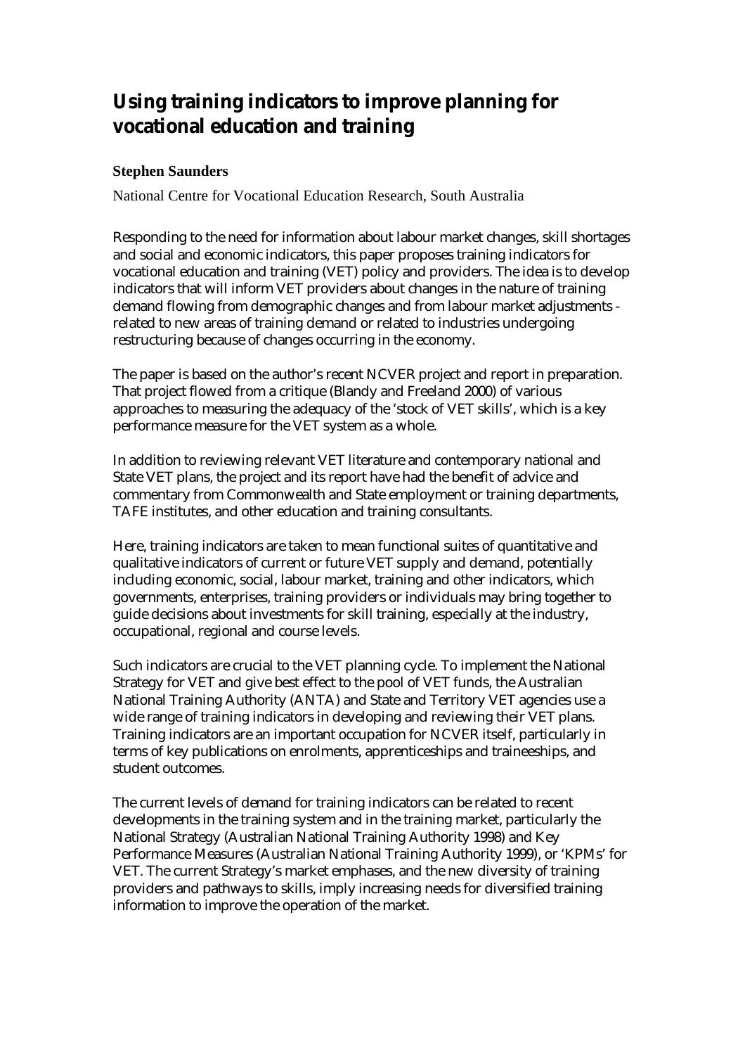# Using training indicators to improve planning for vocational education and training

**Stephen Saunders**

National Centre for Vocational Education Research, South Australia

Responding to the need for information about labour market changes, skill shortages and social and economic indicators, this paper proposes training indicators for vocational education and training (VET) policy and providers. The idea is to develop indicators that will inform VET providers about changes in the nature of training demand flowing from demographic changes and from labour market adjustments - related to new areas of training demand or related to industries undergoing restructuring because of changes occurring in the economy.

The paper is based on the author's recent NCVER project and report in preparation. That project flowed from a critique (Blandy and Freeland 2000) of various approaches to measuring the adequacy of the 'stock of VET skills', which is a key performance measure for the VET system as a whole.

In addition to reviewing relevant VET literature and contemporary national and State VET plans, the project and its report have had the benefit of advice and commentary from Commonwealth and State employment or training departments, TAFE institutes, and other education and training consultants.

Here, training indicators are taken to mean functional suites of quantitative and qualitative indicators of current or future VET supply and demand, potentially including economic, social, labour market, training and other indicators, which governments, enterprises, training providers or individuals may bring together to guide decisions about investments for skill training, especially at the industry, occupational, regional and course levels.

Such indicators are crucial to the VET planning cycle. To implement the National Strategy for VET and give best effect to the pool of VET funds, the Australian National Training Authority (ANTA) and State and Territory VET agencies use a wide range of training indicators in developing and reviewing their VET plans. Training indicators are an important occupation for NCVER itself, particularly in terms of key publications on enrolments, apprenticeships and traineeships, and student outcomes.

The current levels of demand for training indicators can be related to recent developments in the training system and in the training market, particularly the National Strategy (Australian National Training Authority 1998) and Key Performance Measures (Australian National Training Authority 1999), or 'KPMs' for VET. The current Strategy's market emphases, and the new diversity of training providers and pathways to skills, imply increasing needs for diversified training information to improve the operation of the market.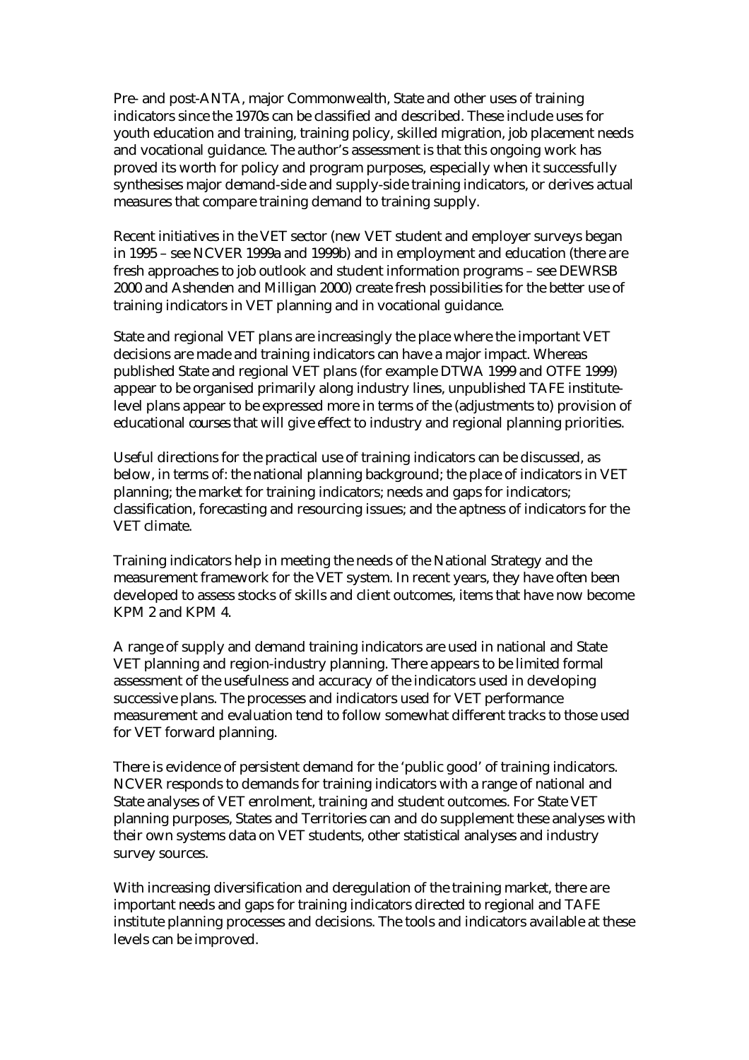Pre- and post-ANTA, major Commonwealth, State and other uses of training indicators since the 1970s can be classified and described. These include uses for youth education and training, training policy, skilled migration, job placement needs and vocational guidance. The author's assessment is that this ongoing work has proved its worth for policy and program purposes, especially when it successfully synthesises major demand-side and supply-side training indicators, or derives actual measures that compare training demand to training supply.

Recent initiatives in the VET sector (new VET student and employer surveys began in 1995 – see NCVER 1999a and 1999b) and in employment and education (there are fresh approaches to job outlook and student information programs – see DEWRSB 2000 and Ashenden and Milligan 2000) create fresh possibilities for the better use of training indicators in VET planning and in vocational guidance.

State and regional VET plans are increasingly the place where the important VET decisions are made and training indicators can have a major impact. Whereas published State and regional VET plans (for example DTWA 1999 and OTFE 1999) appear to be organised primarily along industry lines, unpublished TAFE institute-level plans appear to be expressed more in terms of the (adjustments to) provision of educational courses that will give effect to industry and regional planning priorities.

Useful directions for the practical use of training indicators can be discussed, as below, in terms of: the national planning background; the place of indicators in VET planning; the market for training indicators; needs and gaps for indicators; classification, forecasting and resourcing issues; and the aptness of indicators for the VET climate.

Training indicators help in meeting the needs of the National Strategy and the measurement framework for the VET system. In recent years, they have often been developed to assess stocks of skills and client outcomes, items that have now become KPM 2 and KPM 4.

A range of supply and demand training indicators are used in national and State VET planning and region-industry planning. There appears to be limited formal assessment of the usefulness and accuracy of the indicators used in developing successive plans. The processes and indicators used for VET performance measurement and evaluation tend to follow somewhat different tracks to those used for VET forward planning.

There is evidence of persistent demand for the 'public good' of training indicators. NCVER responds to demands for training indicators with a range of national and State analyses of VET enrolment, training and student outcomes. For State VET planning purposes, States and Territories can and do supplement these analyses with their own systems data on VET students, other statistical analyses and industry survey sources.

With increasing diversification and deregulation of the training market, there are important needs and gaps for training indicators directed to regional and TAFE institute planning processes and decisions. The tools and indicators available at these levels can be improved.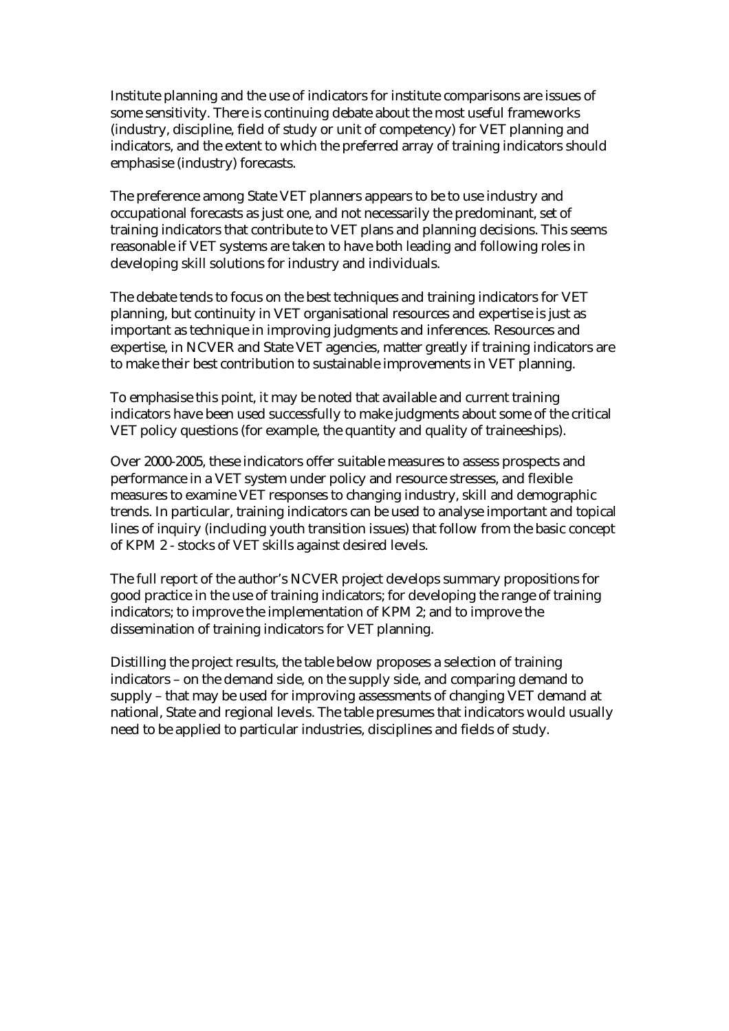Institute planning and the use of indicators for institute comparisons are issues of some sensitivity. There is continuing debate about the most useful frameworks (industry, discipline, field of study or unit of competency) for VET planning and indicators, and the extent to which the preferred array of training indicators should emphasise (industry) forecasts.

The preference among State VET planners appears to be to use industry and occupational forecasts as just one, and not necessarily the predominant, set of training indicators that contribute to VET plans and planning decisions. This seems reasonable if VET systems are taken to have both leading and following roles in developing skill solutions for industry and individuals.

The debate tends to focus on the best techniques and training indicators for VET planning, but continuity in VET organisational resources and expertise is just as important as technique in improving judgments and inferences. Resources and expertise, in NCVER and State VET agencies, matter greatly if training indicators are to make their best contribution to sustainable improvements in VET planning.

To emphasise this point, it may be noted that available and current training indicators have been used successfully to make judgments about some of the critical VET policy questions (for example, the quantity and quality of traineeships).

Over 2000-2005, these indicators offer suitable measures to assess prospects and performance in a VET system under policy and resource stresses, and flexible measures to examine VET responses to changing industry, skill and demographic trends. In particular, training indicators can be used to analyse important and topical lines of inquiry (including youth transition issues) that follow from the basic concept of KPM 2 - stocks of VET skills against desired levels.

The full report of the author's NCVER project develops summary propositions for good practice in the use of training indicators; for developing the range of training indicators; to improve the implementation of KPM 2; and to improve the dissemination of training indicators for VET planning.

Distilling the project results, the table below proposes a selection of training indicators – on the demand side, on the supply side, and comparing demand to supply – that may be used for improving assessments of changing VET demand at national, State and regional levels. The table presumes that indicators would usually need to be applied to particular industries, disciplines and fields of study.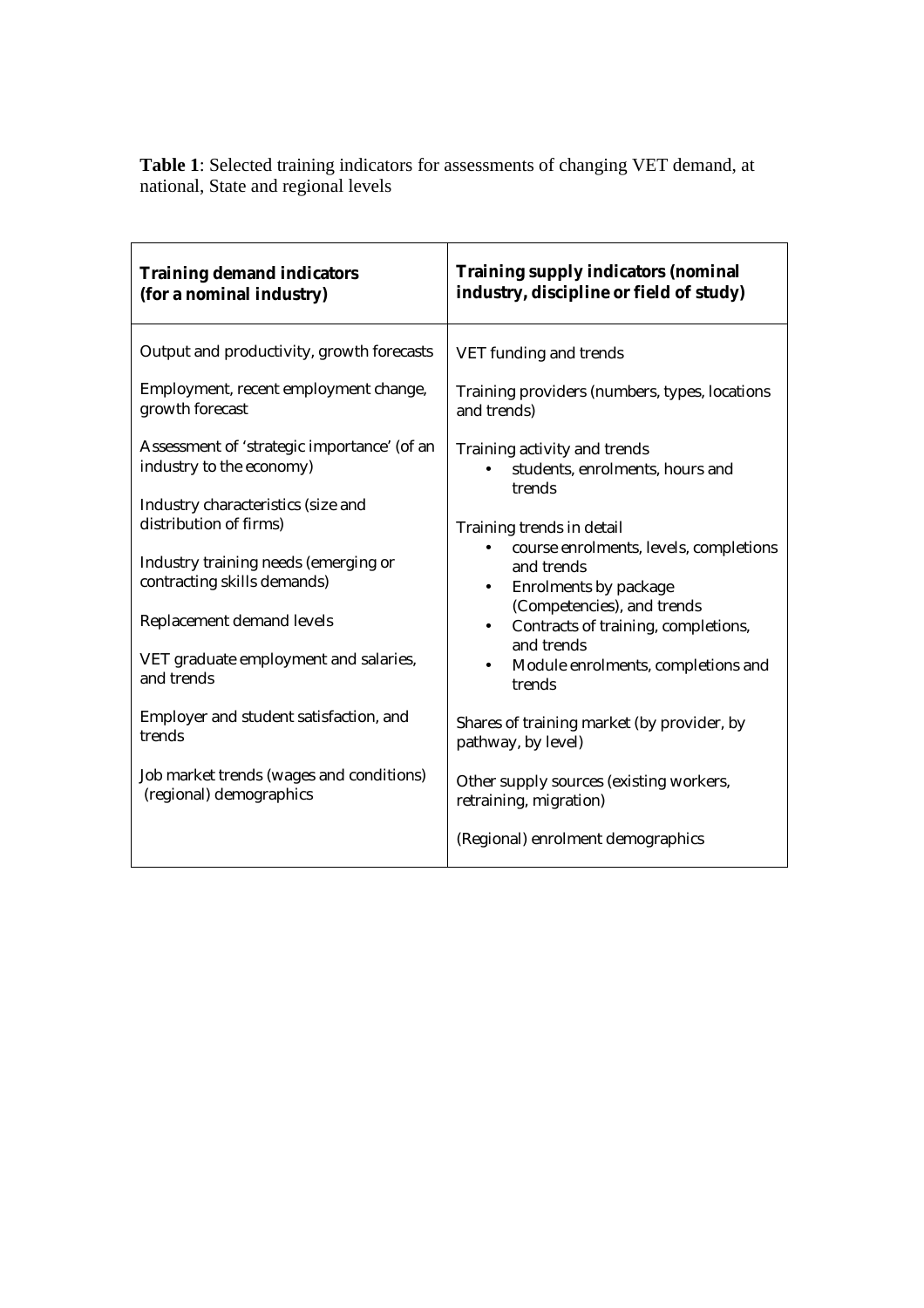**Table 1**: Selected training indicators for assessments of changing VET demand, at national, State and regional levels

| **Training demand indicators (for a nominal industry)** | **Training supply indicators (nominal industry, discipline or field of study)** |
|---|---|
| Output and productivity, growth forecasts<br><br>Employment, recent employment change, growth forecast<br><br>Assessment of 'strategic importance' (of an industry to the economy)<br><br>Industry characteristics (size and distribution of firms)<br><br>Industry training needs (emerging or contracting skills demands)<br><br>Replacement demand levels<br><br>VET graduate employment and salaries, and trends<br><br>Employer and student satisfaction, and trends<br><br>Job market trends (wages and conditions) (regional) demographics | VET funding and trends<br><br>Training providers (numbers, types, locations and trends)<br><br>Training activity and trends<br>• students, enrolments, hours and trends<br><br>Training trends in detail<br>• course enrolments, levels, completions and trends<br>• Enrolments by package (Competencies), and trends<br>• Contracts of training, completions, and trends<br>• Module enrolments, completions and trends<br><br>Shares of training market (by provider, by pathway, by level)<br><br>Other supply sources (existing workers, retraining, migration)<br><br>(Regional) enrolment demographics |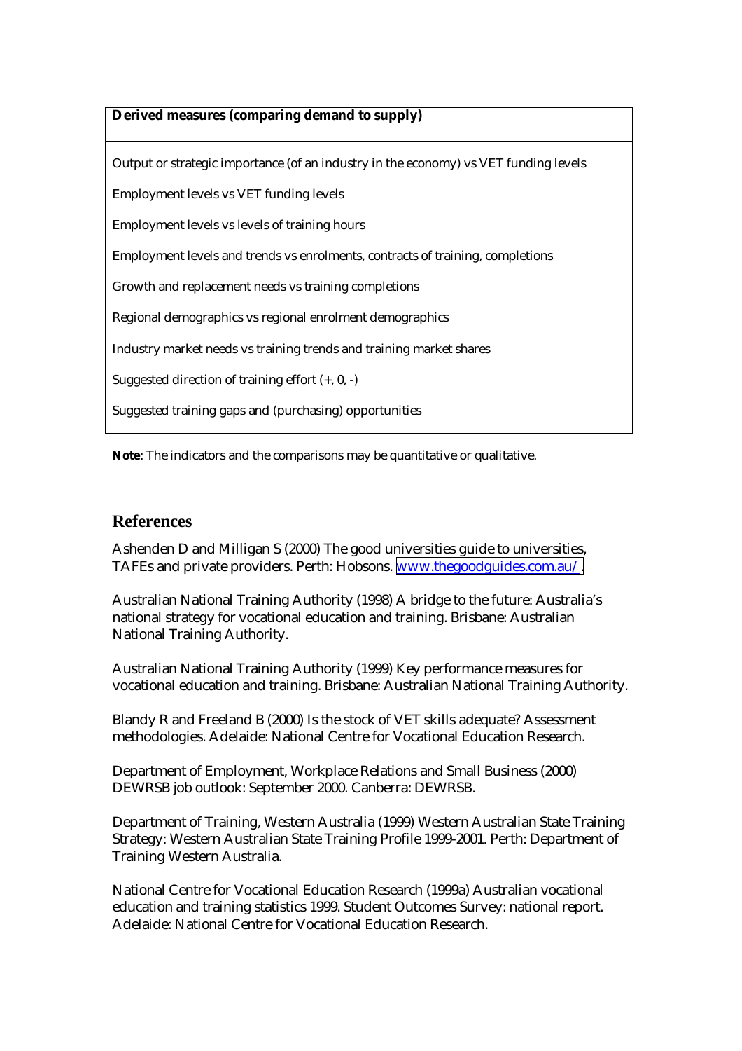| **Derived measures (comparing demand to supply)** |
| --- |
| Output or strategic importance (of an industry in the economy) vs VET funding levels |
| Employment levels vs VET funding levels |
| Employment levels vs levels of training hours |
| Employment levels and trends vs enrolments, contracts of training, completions |
| Growth and replacement needs vs training completions |
| Regional demographics vs regional enrolment demographics |
| Industry market needs vs training trends and training market shares |
| Suggested direction of training effort (+, 0, -) |
| Suggested training gaps and (purchasing) opportunities |

**Note**: The indicators and the comparisons may be quantitative or qualitative.

## References

Ashenden D and Milligan S (2000) The good universities guide to universities, TAFEs and private providers. Perth: Hobsons. www.thegoodguides.com.au/ .

Australian National Training Authority (1998) A bridge to the future: Australia's national strategy for vocational education and training. Brisbane: Australian National Training Authority.

Australian National Training Authority (1999) Key performance measures for vocational education and training. Brisbane: Australian National Training Authority.

Blandy R and Freeland B (2000) Is the stock of VET skills adequate? Assessment methodologies. Adelaide: National Centre for Vocational Education Research.

Department of Employment, Workplace Relations and Small Business (2000) DEWRSB job outlook: September 2000. Canberra: DEWRSB.

Department of Training, Western Australia (1999) Western Australian State Training Strategy: Western Australian State Training Profile 1999-2001. Perth: Department of Training Western Australia.

National Centre for Vocational Education Research (1999a) Australian vocational education and training statistics 1999. Student Outcomes Survey: national report. Adelaide: National Centre for Vocational Education Research.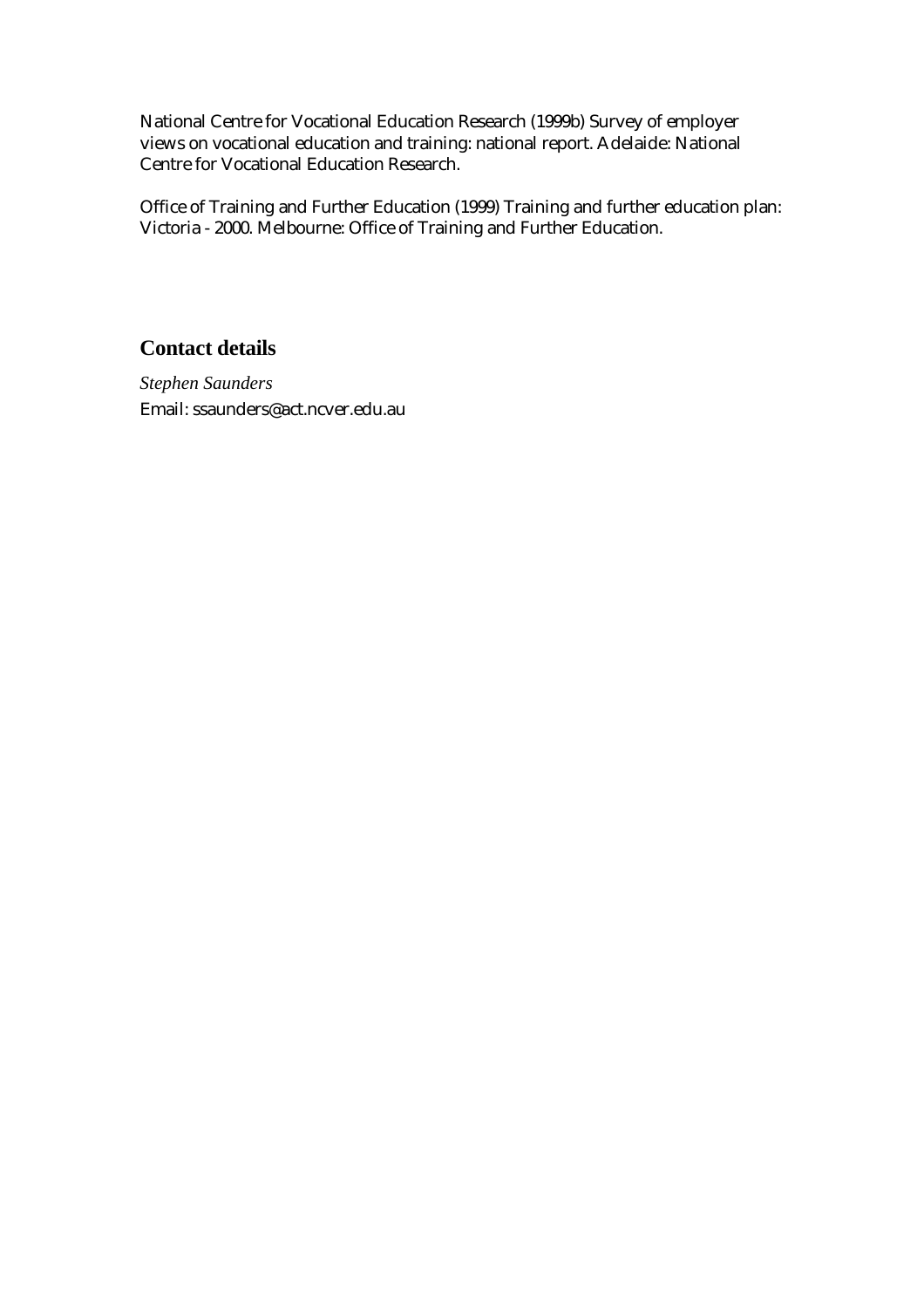National Centre for Vocational Education Research (1999b) Survey of employer views on vocational education and training: national report. Adelaide: National Centre for Vocational Education Research.

Office of Training and Further Education (1999) Training and further education plan: Victoria - 2000. Melbourne: Office of Training and Further Education.

## Contact details

*Stephen Saunders*
Email: ssaunders@act.ncver.edu.au